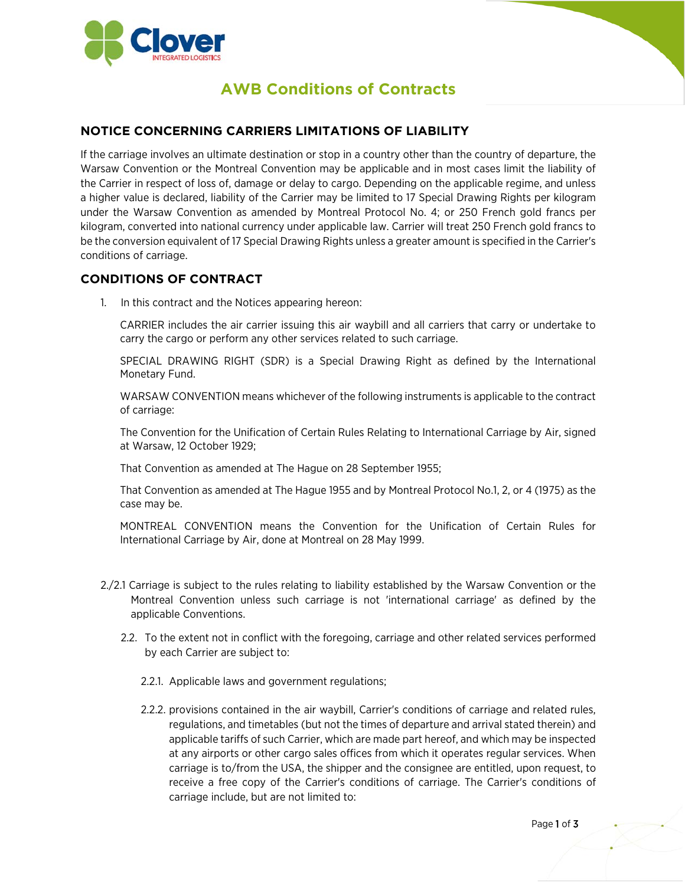Clover INTEGRATED LOGISTICS

# AWB Conditions of Contracts

## NOTICE CONCERNING CARRIERS LIMITATIONS OF LIABILITY

If the carriage involves an ultimate destination or stop in a country other than the country of departure, the Warsaw Convention or the Montreal Convention may be applicable and in most cases limit the liability of the Carrier in respect of loss of, damage or delay to cargo. Depending on the applicable regime, and unless a higher value is declared, liability of the Carrier may be limited to 17 Special Drawing Rights per kilogram under the Warsaw Convention as amended by Montreal Protocol No. 4; or 250 French gold francs per kilogram, converted into national currency under applicable law. Carrier will treat 250 French gold francs to be the conversion equivalent of 17 Special Drawing Rights unless a greater amount is specified in the Carrier's conditions of carriage.

## CONDITIONS OF CONTRACT

1. In this contract and the Notices appearing hereon:

   CARRIER includes the air carrier issuing this air waybill and all carriers that carry or undertake to carry the cargo or perform any other services related to such carriage.

   SPECIAL DRAWING RIGHT (SDR) is a Special Drawing Right as defined by the International Monetary Fund.

   WARSAW CONVENTION means whichever of the following instruments is applicable to the contract of carriage:

   The Convention for the Unification of Certain Rules Relating to International Carriage by Air, signed at Warsaw, 12 October 1929;

   That Convention as amended at The Hague on 28 September 1955;

   That Convention as amended at The Hague 1955 and by Montreal Protocol No.1, 2, or 4 (1975) as the case may be.

   MONTREAL CONVENTION means the Convention for the Unification of Certain Rules for International Carriage by Air, done at Montreal on 28 May 1999.

2./2.1 Carriage is subject to the rules relating to liability established by the Warsaw Convention or the Montreal Convention unless such carriage is not 'international carriage' as defined by the applicable Conventions.

2.2. To the extent not in conflict with the foregoing, carriage and other related services performed by each Carrier are subject to:

2.2.1. Applicable laws and government regulations;

2.2.2. provisions contained in the air waybill, Carrier's conditions of carriage and related rules, regulations, and timetables (but not the times of departure and arrival stated therein) and applicable tariffs of such Carrier, which are made part hereof, and which may be inspected at any airports or other cargo sales offices from which it operates regular services. When carriage is to/from the USA, the shipper and the consignee are entitled, upon request, to receive a free copy of the Carrier's conditions of carriage. The Carrier's conditions of carriage include, but are not limited to: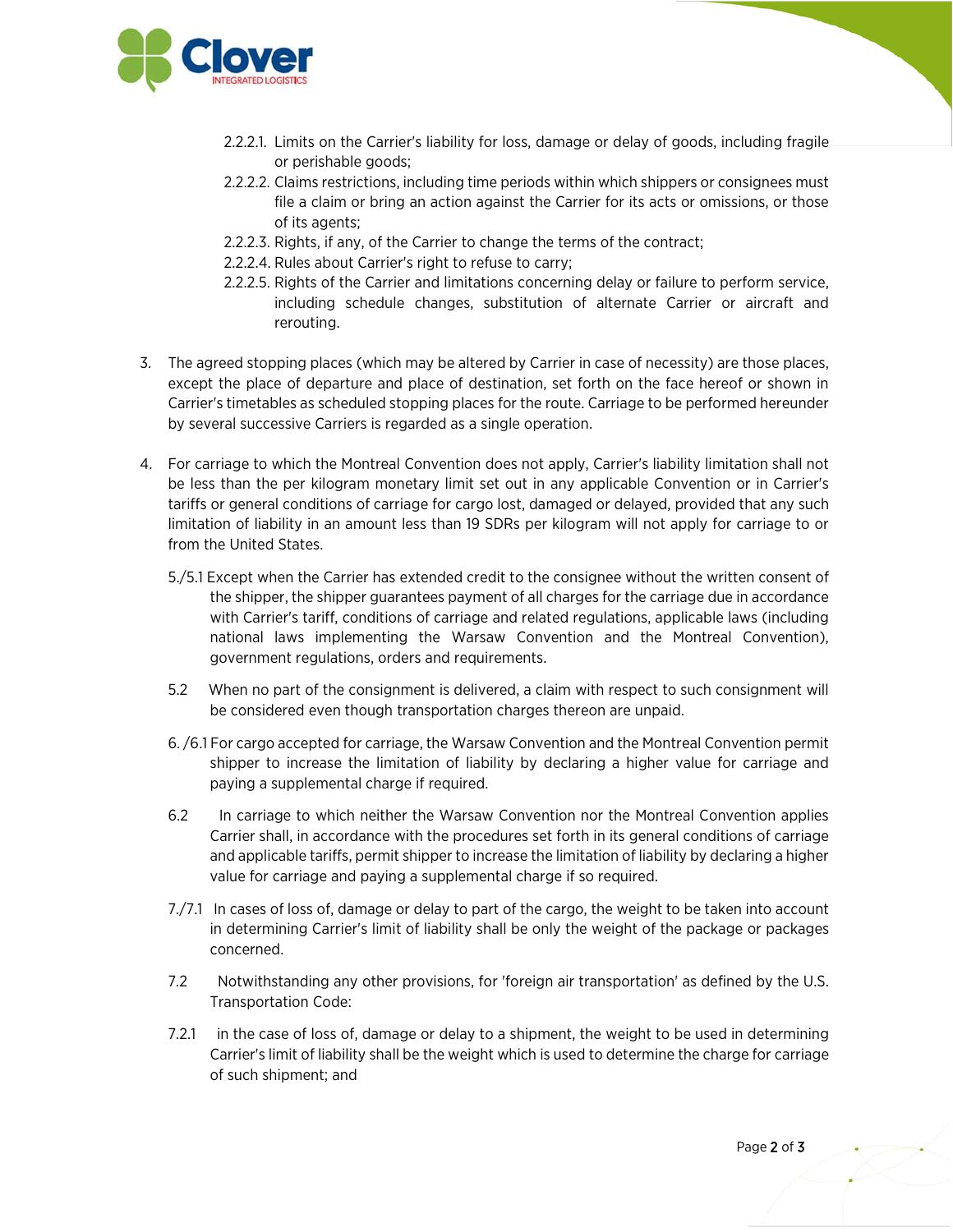2.2.2.1. Limits on the Carrier's liability for loss, damage or delay of goods, including fragile or perishable goods;

2.2.2.2. Claims restrictions, including time periods within which shippers or consignees must file a claim or bring an action against the Carrier for its acts or omissions, or those of its agents;

2.2.2.3. Rights, if any, of the Carrier to change the terms of the contract;

2.2.2.4. Rules about Carrier's right to refuse to carry;

2.2.2.5. Rights of the Carrier and limitations concerning delay or failure to perform service, including schedule changes, substitution of alternate Carrier or aircraft and rerouting.

3. The agreed stopping places (which may be altered by Carrier in case of necessity) are those places, except the place of departure and place of destination, set forth on the face hereof or shown in Carrier's timetables as scheduled stopping places for the route. Carriage to be performed hereunder by several successive Carriers is regarded as a single operation.

4. For carriage to which the Montreal Convention does not apply, Carrier's liability limitation shall not be less than the per kilogram monetary limit set out in any applicable Convention or in Carrier's tariffs or general conditions of carriage for cargo lost, damaged or delayed, provided that any such limitation of liability in an amount less than 19 SDRs per kilogram will not apply for carriage to or from the United States.

5./5.1 Except when the Carrier has extended credit to the consignee without the written consent of the shipper, the shipper guarantees payment of all charges for the carriage due in accordance with Carrier's tariff, conditions of carriage and related regulations, applicable laws (including national laws implementing the Warsaw Convention and the Montreal Convention), government regulations, orders and requirements.

5.2 When no part of the consignment is delivered, a claim with respect to such consignment will be considered even though transportation charges thereon are unpaid.

6./6.1 For cargo accepted for carriage, the Warsaw Convention and the Montreal Convention permit shipper to increase the limitation of liability by declaring a higher value for carriage and paying a supplemental charge if required.

6.2 In carriage to which neither the Warsaw Convention nor the Montreal Convention applies Carrier shall, in accordance with the procedures set forth in its general conditions of carriage and applicable tariffs, permit shipper to increase the limitation of liability by declaring a higher value for carriage and paying a supplemental charge if so required.

7./7.1 In cases of loss of, damage or delay to part of the cargo, the weight to be taken into account in determining Carrier's limit of liability shall be only the weight of the package or packages concerned.

7.2 Notwithstanding any other provisions, for 'foreign air transportation' as defined by the U.S. Transportation Code:

7.2.1 in the case of loss of, damage or delay to a shipment, the weight to be used in determining Carrier's limit of liability shall be the weight which is used to determine the charge for carriage of such shipment; and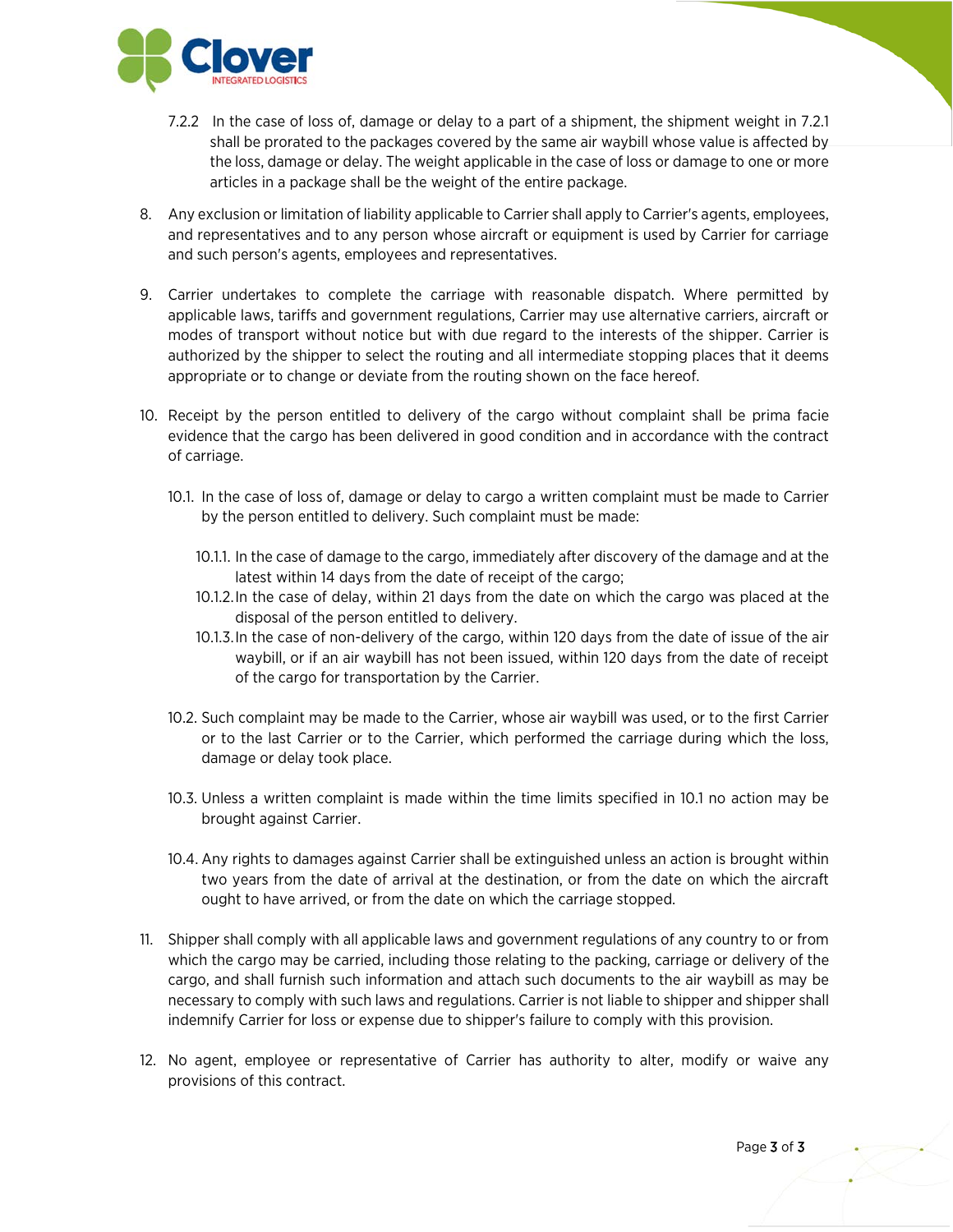7.2.2 In the case of loss of, damage or delay to a part of a shipment, the shipment weight in 7.2.1 shall be prorated to the packages covered by the same air waybill whose value is affected by the loss, damage or delay. The weight applicable in the case of loss or damage to one or more articles in a package shall be the weight of the entire package.

8. Any exclusion or limitation of liability applicable to Carrier shall apply to Carrier's agents, employees, and representatives and to any person whose aircraft or equipment is used by Carrier for carriage and such person's agents, employees and representatives.

9. Carrier undertakes to complete the carriage with reasonable dispatch. Where permitted by applicable laws, tariffs and government regulations, Carrier may use alternative carriers, aircraft or modes of transport without notice but with due regard to the interests of the shipper. Carrier is authorized by the shipper to select the routing and all intermediate stopping places that it deems appropriate or to change or deviate from the routing shown on the face hereof.

10. Receipt by the person entitled to delivery of the cargo without complaint shall be prima facie evidence that the cargo has been delivered in good condition and in accordance with the contract of carriage.

    10.1. In the case of loss of, damage or delay to cargo a written complaint must be made to Carrier by the person entitled to delivery. Such complaint must be made:

        10.1.1. In the case of damage to the cargo, immediately after discovery of the damage and at the latest within 14 days from the date of receipt of the cargo;
        10.1.2. In the case of delay, within 21 days from the date on which the cargo was placed at the disposal of the person entitled to delivery.
        10.1.3. In the case of non-delivery of the cargo, within 120 days from the date of issue of the air waybill, or if an air waybill has not been issued, within 120 days from the date of receipt of the cargo for transportation by the Carrier.

    10.2. Such complaint may be made to the Carrier, whose air waybill was used, or to the first Carrier or to the last Carrier or to the Carrier, which performed the carriage during which the loss, damage or delay took place.

    10.3. Unless a written complaint is made within the time limits specified in 10.1 no action may be brought against Carrier.

    10.4. Any rights to damages against Carrier shall be extinguished unless an action is brought within two years from the date of arrival at the destination, or from the date on which the aircraft ought to have arrived, or from the date on which the carriage stopped.

11. Shipper shall comply with all applicable laws and government regulations of any country to or from which the cargo may be carried, including those relating to the packing, carriage or delivery of the cargo, and shall furnish such information and attach such documents to the air waybill as may be necessary to comply with such laws and regulations. Carrier is not liable to shipper and shipper shall indemnify Carrier for loss or expense due to shipper's failure to comply with this provision.

12. No agent, employee or representative of Carrier has authority to alter, modify or waive any provisions of this contract.